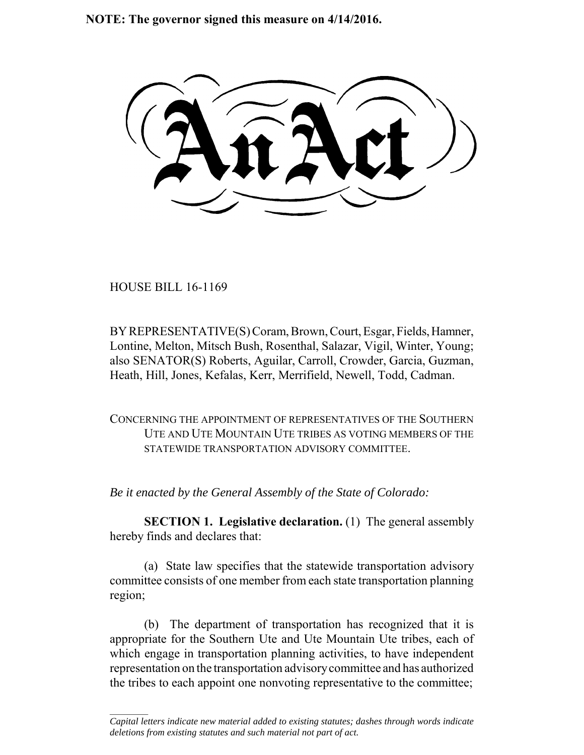**NOTE: The governor signed this measure on 4/14/2016.**

# An Act

HOUSE BILL 16-1169

BY REPRESENTATIVE(S) Coram, Brown, Court, Esgar, Fields, Hamner, Lontine, Melton, Mitsch Bush, Rosenthal, Salazar, Vigil, Winter, Young; also SENATOR(S) Roberts, Aguilar, Carroll, Crowder, Garcia, Guzman, Heath, Hill, Jones, Kefalas, Kerr, Merrifield, Newell, Todd, Cadman.

CONCERNING THE APPOINTMENT OF REPRESENTATIVES OF THE SOUTHERN UTE AND UTE MOUNTAIN UTE TRIBES AS VOTING MEMBERS OF THE STATEWIDE TRANSPORTATION ADVISORY COMMITTEE.

*Be it enacted by the General Assembly of the State of Colorado:*

**SECTION 1. Legislative declaration.** (1) The general assembly hereby finds and declares that:

(a) State law specifies that the statewide transportation advisory committee consists of one member from each state transportation planning region;

(b) The department of transportation has recognized that it is appropriate for the Southern Ute and Ute Mountain Ute tribes, each of which engage in transportation planning activities, to have independent representation on the transportation advisory committee and has authorized the tribes to each appoint one nonvoting representative to the committee;

---

*Capital letters indicate new material added to existing statutes; dashes through words indicate deletions from existing statutes and such material not part of act.*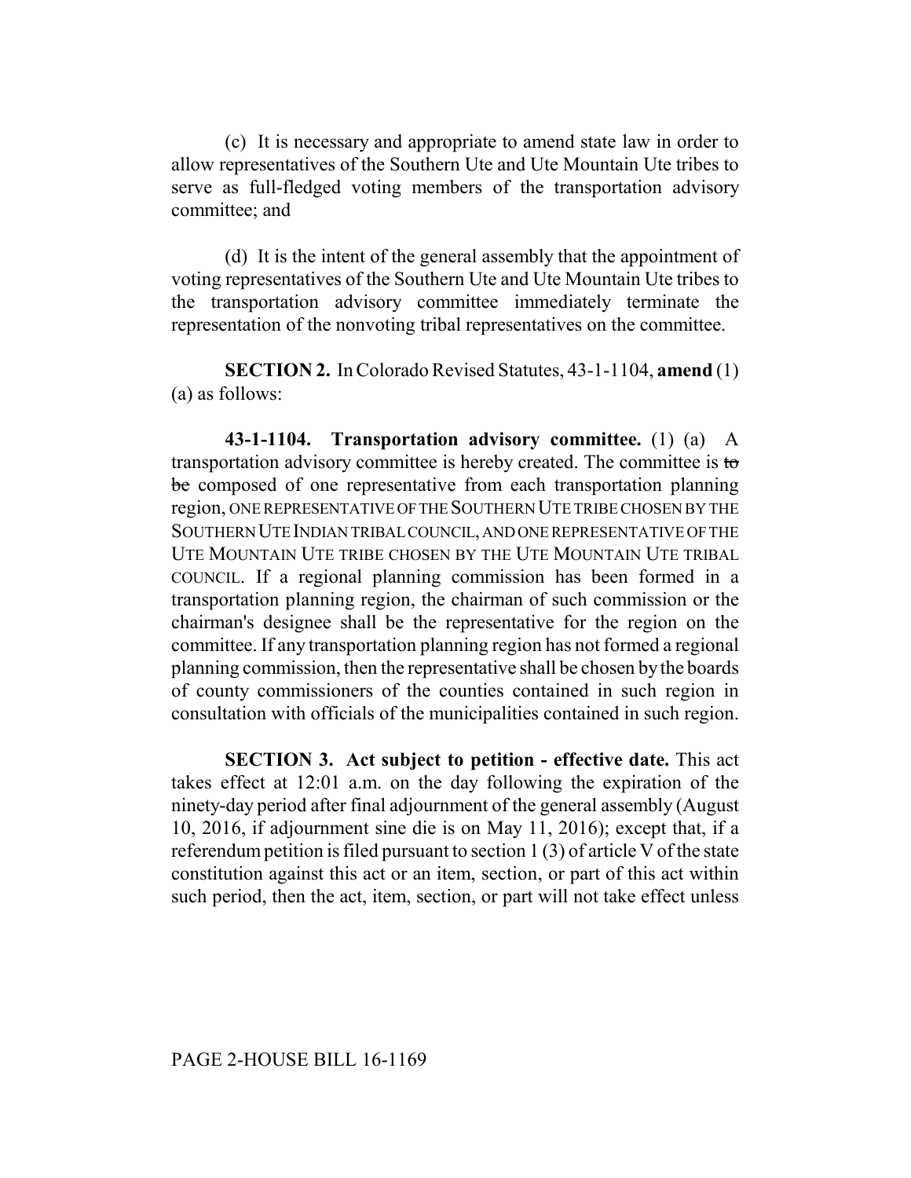(c) It is necessary and appropriate to amend state law in order to allow representatives of the Southern Ute and Ute Mountain Ute tribes to serve as full-fledged voting members of the transportation advisory committee; and

(d) It is the intent of the general assembly that the appointment of voting representatives of the Southern Ute and Ute Mountain Ute tribes to the transportation advisory committee immediately terminate the representation of the nonvoting tribal representatives on the committee.

**SECTION 2.** In Colorado Revised Statutes, 43-1-1104, **amend** (1) (a) as follows:

**43-1-1104. Transportation advisory committee.** (1) (a) A transportation advisory committee is hereby created. The committee is ~~to be~~ composed of one representative from each transportation planning region, ONE REPRESENTATIVE OF THE SOUTHERN UTE TRIBE CHOSEN BY THE SOUTHERN UTE INDIAN TRIBAL COUNCIL, AND ONE REPRESENTATIVE OF THE UTE MOUNTAIN UTE TRIBE CHOSEN BY THE UTE MOUNTAIN UTE TRIBAL COUNCIL. If a regional planning commission has been formed in a transportation planning region, the chairman of such commission or the chairman's designee shall be the representative for the region on the committee. If any transportation planning region has not formed a regional planning commission, then the representative shall be chosen by the boards of county commissioners of the counties contained in such region in consultation with officials of the municipalities contained in such region.

**SECTION 3. Act subject to petition - effective date.** This act takes effect at 12:01 a.m. on the day following the expiration of the ninety-day period after final adjournment of the general assembly (August 10, 2016, if adjournment sine die is on May 11, 2016); except that, if a referendum petition is filed pursuant to section 1 (3) of article V of the state constitution against this act or an item, section, or part of this act within such period, then the act, item, section, or part will not take effect unless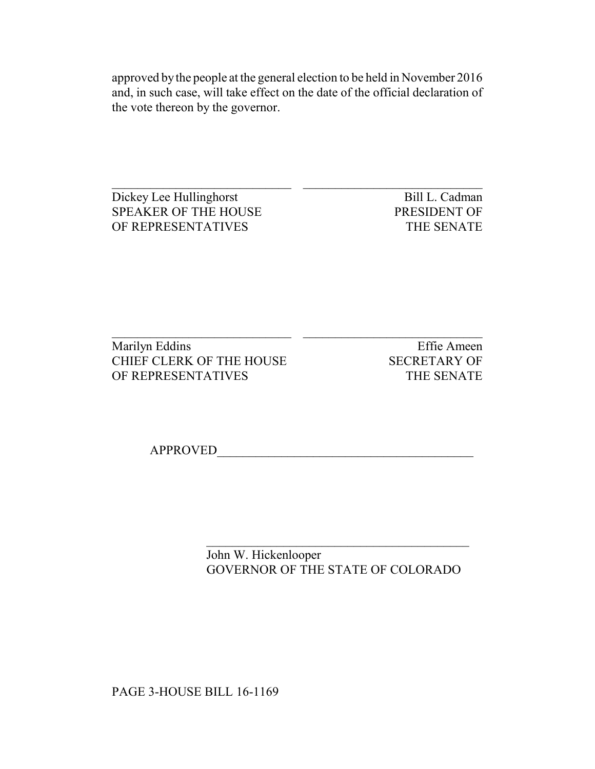approved by the people at the general election to be held in November 2016 and, in such case, will take effect on the date of the official declaration of the vote thereon by the governor.

| | |
|---|---|
| ____________________________ | ____________________________ |
| Dickey Lee Hullinghorst | Bill L. Cadman |
| SPEAKER OF THE HOUSE | PRESIDENT OF |
| OF REPRESENTATIVES | THE SENATE |

| | |
|---|---|
| ____________________________ | ____________________________ |
| Marilyn Eddins | Effie Ameen |
| CHIEF CLERK OF THE HOUSE | SECRETARY OF |
| OF REPRESENTATIVES | THE SENATE |

APPROVED________________________________________

____________________________________________
John W. Hickenlooper
GOVERNOR OF THE STATE OF COLORADO

PAGE 3-HOUSE BILL 16-1169